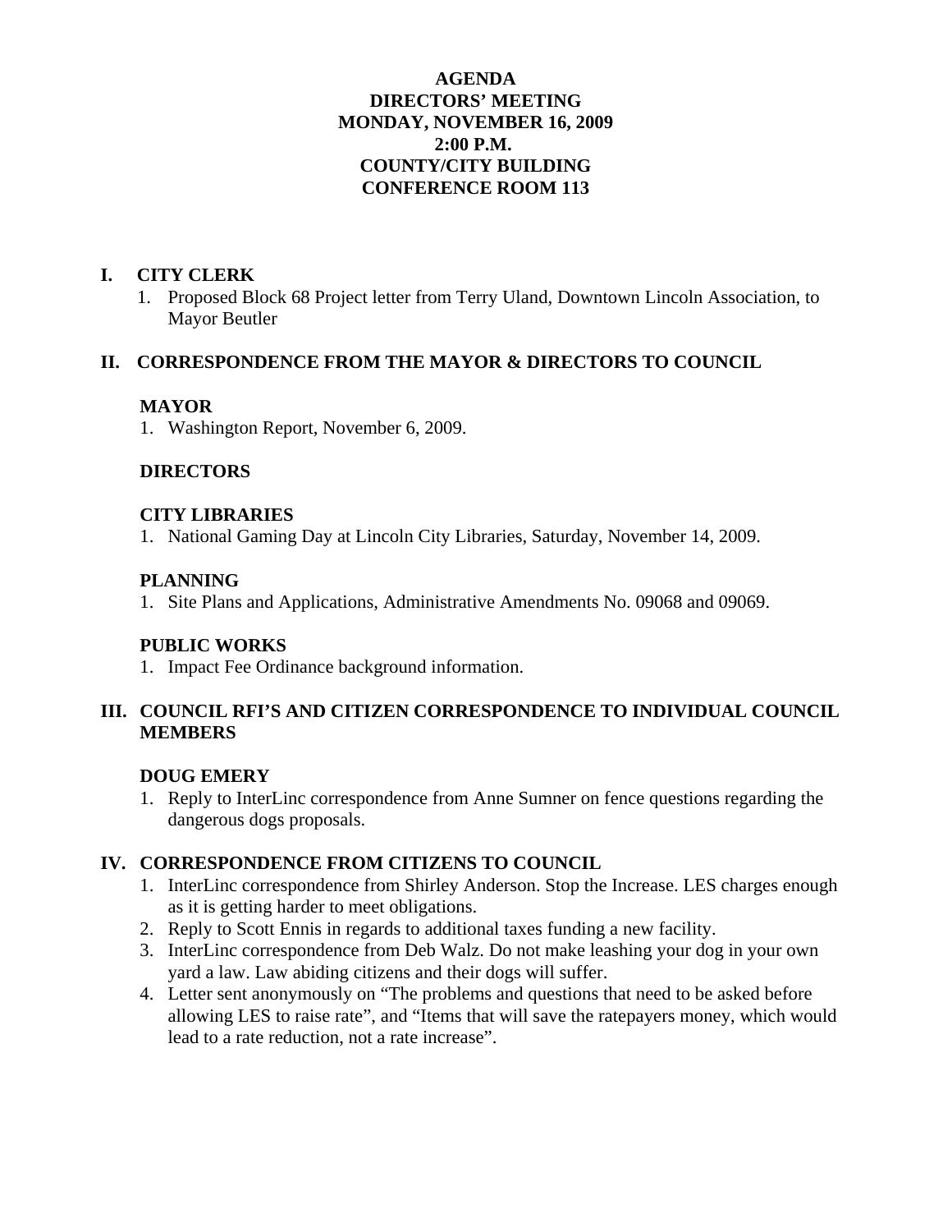# AGENDA
# DIRECTORS' MEETING
# MONDAY, NOVEMBER 16, 2009
# 2:00 P.M.
# COUNTY/CITY BUILDING
# CONFERENCE ROOM 113

## I. CITY CLERK

1. Proposed Block 68 Project letter from Terry Uland, Downtown Lincoln Association, to Mayor Beutler

## II. CORRESPONDENCE FROM THE MAYOR & DIRECTORS TO COUNCIL

### MAYOR

1. Washington Report, November 6, 2009.

### DIRECTORS

### CITY LIBRARIES

1. National Gaming Day at Lincoln City Libraries, Saturday, November 14, 2009.

### PLANNING

1. Site Plans and Applications, Administrative Amendments No. 09068 and 09069.

### PUBLIC WORKS

1. Impact Fee Ordinance background information.

## III. COUNCIL RFI'S AND CITIZEN CORRESPONDENCE TO INDIVIDUAL COUNCIL MEMBERS

### DOUG EMERY

1. Reply to InterLinc correspondence from Anne Sumner on fence questions regarding the dangerous dogs proposals.

## IV. CORRESPONDENCE FROM CITIZENS TO COUNCIL

1. InterLinc correspondence from Shirley Anderson. Stop the Increase. LES charges enough as it is getting harder to meet obligations.
2. Reply to Scott Ennis in regards to additional taxes funding a new facility.
3. InterLinc correspondence from Deb Walz. Do not make leashing your dog in your own yard a law. Law abiding citizens and their dogs will suffer.
4. Letter sent anonymously on "The problems and questions that need to be asked before allowing LES to raise rate", and "Items that will save the ratepayers money, which would lead to a rate reduction, not a rate increase".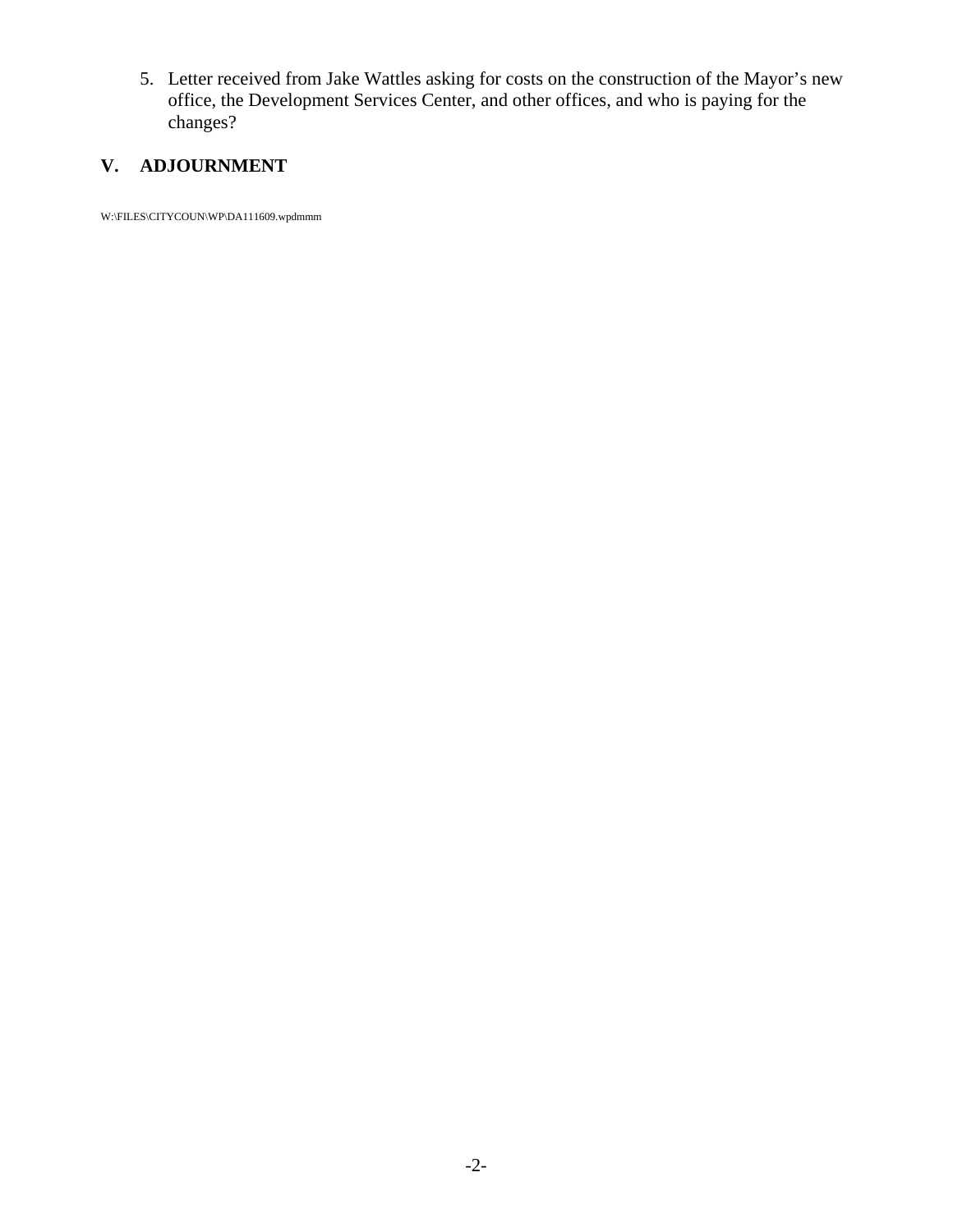5. Letter received from Jake Wattles asking for costs on the construction of the Mayor's new office, the Development Services Center, and other offices, and who is paying for the changes?

## V. ADJOURNMENT

W:\FILES\CITYCOUN\WP\DA111609.wpdmmm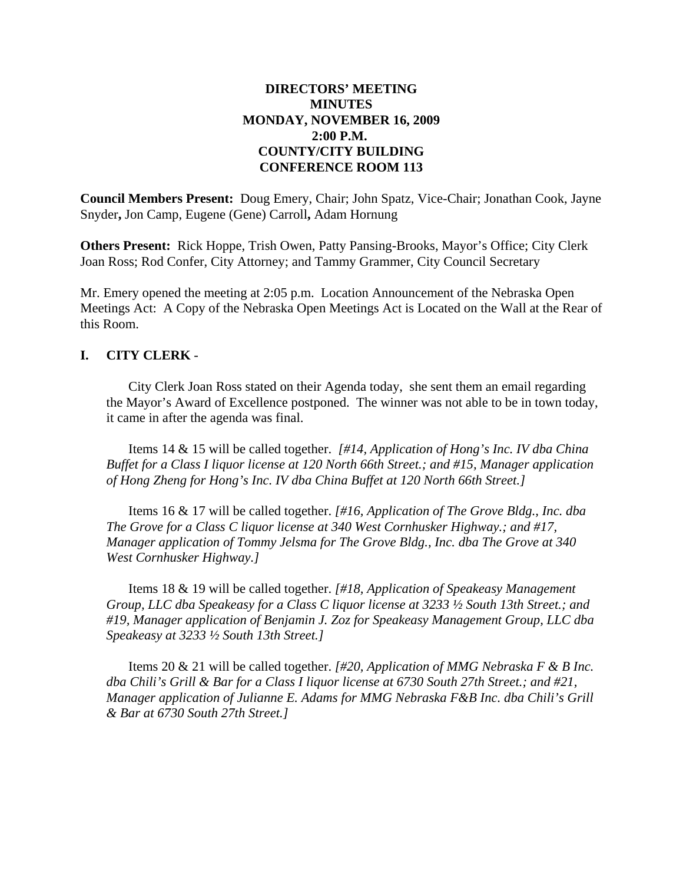**DIRECTORS' MEETING**
**MINUTES**
**MONDAY, NOVEMBER 16, 2009**
**2:00 P.M.**
**COUNTY/CITY BUILDING**
**CONFERENCE ROOM 113**

**Council Members Present:** Doug Emery, Chair; John Spatz, Vice-Chair; Jonathan Cook, Jayne Snyder**,** Jon Camp, Eugene (Gene) Carroll**,** Adam Hornung

**Others Present:** Rick Hoppe, Trish Owen, Patty Pansing-Brooks, Mayor's Office; City Clerk Joan Ross; Rod Confer, City Attorney; and Tammy Grammer, City Council Secretary

Mr. Emery opened the meeting at 2:05 p.m. Location Announcement of the Nebraska Open Meetings Act: A Copy of the Nebraska Open Meetings Act is Located on the Wall at the Rear of this Room.

## I. CITY CLERK -

City Clerk Joan Ross stated on their Agenda today, she sent them an email regarding the Mayor's Award of Excellence postponed. The winner was not able to be in town today, it came in after the agenda was final.

Items 14 & 15 will be called together. *[#14, Application of Hong's Inc. IV dba China Buffet for a Class I liquor license at 120 North 66th Street.; and #15, Manager application of Hong Zheng for Hong's Inc. IV dba China Buffet at 120 North 66th Street.]*

Items 16 & 17 will be called together. *[#16, Application of The Grove Bldg., Inc. dba The Grove for a Class C liquor license at 340 West Cornhusker Highway.; and #17, Manager application of Tommy Jelsma for The Grove Bldg., Inc. dba The Grove at 340 West Cornhusker Highway.]*

Items 18 & 19 will be called together. *[#18, Application of Speakeasy Management Group, LLC dba Speakeasy for a Class C liquor license at 3233 ½ South 13th Street.; and #19, Manager application of Benjamin J. Zoz for Speakeasy Management Group, LLC dba Speakeasy at 3233 ½ South 13th Street.]*

Items 20 & 21 will be called together. *[#20, Application of MMG Nebraska F & B Inc. dba Chili's Grill & Bar for a Class I liquor license at 6730 South 27th Street.; and #21, Manager application of Julianne E. Adams for MMG Nebraska F&B Inc. dba Chili's Grill & Bar at 6730 South 27th Street.]*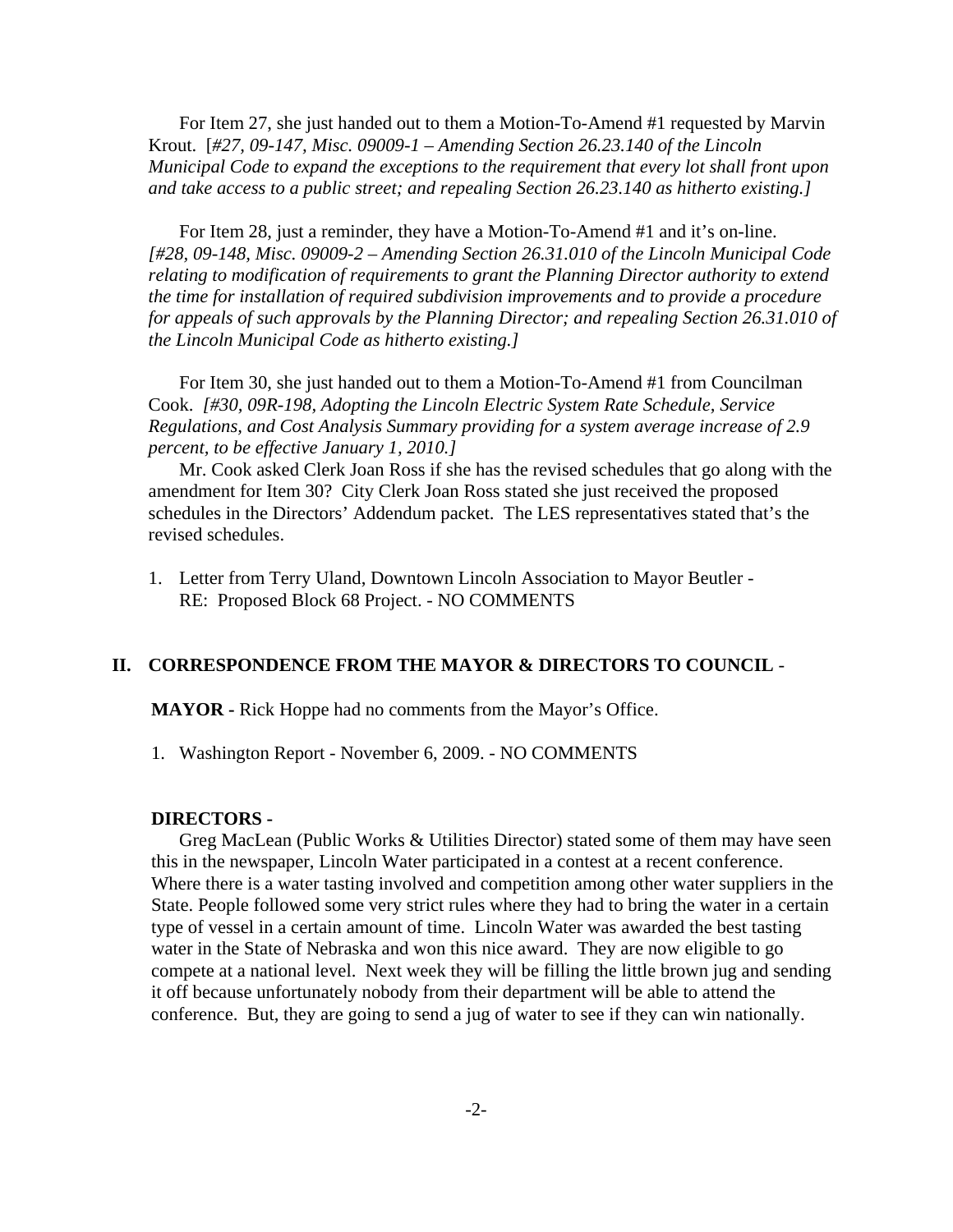For Item 27, she just handed out to them a Motion-To-Amend #1 requested by Marvin Krout. [*#27, 09-147, Misc. 09009-1 – Amending Section 26.23.140 of the Lincoln Municipal Code to expand the exceptions to the requirement that every lot shall front upon and take access to a public street; and repealing Section 26.23.140 as hitherto existing.]*

For Item 28, just a reminder, they have a Motion-To-Amend #1 and it's on-line. *[#28, 09-148, Misc. 09009-2 – Amending Section 26.31.010 of the Lincoln Municipal Code relating to modification of requirements to grant the Planning Director authority to extend the time for installation of required subdivision improvements and to provide a procedure for appeals of such approvals by the Planning Director; and repealing Section 26.31.010 of the Lincoln Municipal Code as hitherto existing.]*

For Item 30, she just handed out to them a Motion-To-Amend #1 from Councilman Cook. *[#30, 09R-198, Adopting the Lincoln Electric System Rate Schedule, Service Regulations, and Cost Analysis Summary providing for a system average increase of 2.9 percent, to be effective January 1, 2010.]*

Mr. Cook asked Clerk Joan Ross if she has the revised schedules that go along with the amendment for Item 30? City Clerk Joan Ross stated she just received the proposed schedules in the Directors' Addendum packet. The LES representatives stated that's the revised schedules.

1. Letter from Terry Uland, Downtown Lincoln Association to Mayor Beutler - RE: Proposed Block 68 Project. - NO COMMENTS

## II. CORRESPONDENCE FROM THE MAYOR & DIRECTORS TO COUNCIL -

**MAYOR -** Rick Hoppe had no comments from the Mayor's Office.

1. Washington Report - November 6, 2009. - NO COMMENTS

**DIRECTORS -**

Greg MacLean (Public Works & Utilities Director) stated some of them may have seen this in the newspaper, Lincoln Water participated in a contest at a recent conference. Where there is a water tasting involved and competition among other water suppliers in the State. People followed some very strict rules where they had to bring the water in a certain type of vessel in a certain amount of time. Lincoln Water was awarded the best tasting water in the State of Nebraska and won this nice award. They are now eligible to go compete at a national level. Next week they will be filling the little brown jug and sending it off because unfortunately nobody from their department will be able to attend the conference. But, they are going to send a jug of water to see if they can win nationally.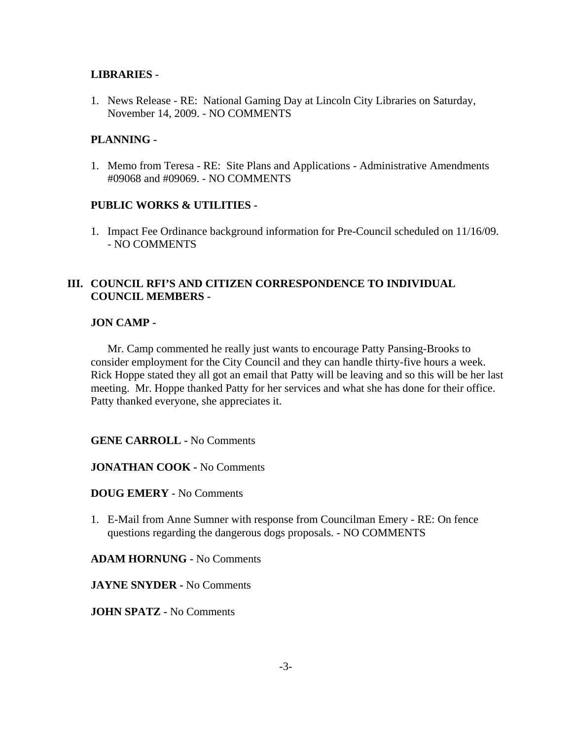**LIBRARIES -**

1. News Release - RE: National Gaming Day at Lincoln City Libraries on Saturday, November 14, 2009. - NO COMMENTS

**PLANNING -**

1. Memo from Teresa - RE: Site Plans and Applications - Administrative Amendments #09068 and #09069. - NO COMMENTS

**PUBLIC WORKS & UTILITIES -**

1. Impact Fee Ordinance background information for Pre-Council scheduled on 11/16/09. - NO COMMENTS

## III. COUNCIL RFI'S AND CITIZEN CORRESPONDENCE TO INDIVIDUAL COUNCIL MEMBERS -

**JON CAMP -**

Mr. Camp commented he really just wants to encourage Patty Pansing-Brooks to consider employment for the City Council and they can handle thirty-five hours a week. Rick Hoppe stated they all got an email that Patty will be leaving and so this will be her last meeting. Mr. Hoppe thanked Patty for her services and what she has done for their office. Patty thanked everyone, she appreciates it.

**GENE CARROLL -** No Comments

**JONATHAN COOK -** No Comments

**DOUG EMERY** - No Comments

1. E-Mail from Anne Sumner with response from Councilman Emery - RE: On fence questions regarding the dangerous dogs proposals. - NO COMMENTS

**ADAM HORNUNG -** No Comments

**JAYNE SNYDER -** No Comments

**JOHN SPATZ -** No Comments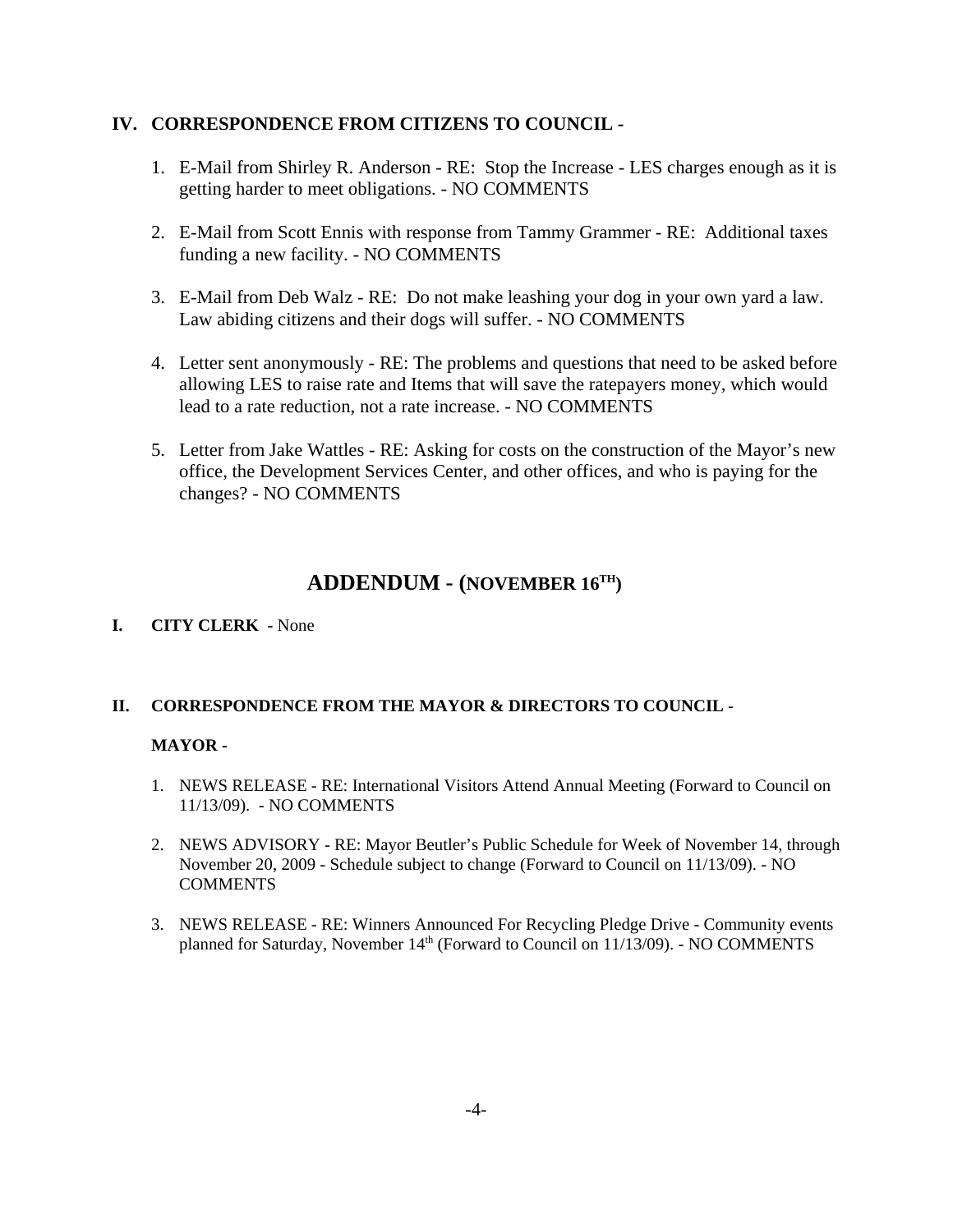## IV. CORRESPONDENCE FROM CITIZENS TO COUNCIL -

1. E-Mail from Shirley R. Anderson - RE: Stop the Increase - LES charges enough as it is getting harder to meet obligations. - NO COMMENTS

2. E-Mail from Scott Ennis with response from Tammy Grammer - RE: Additional taxes funding a new facility. - NO COMMENTS

3. E-Mail from Deb Walz - RE: Do not make leashing your dog in your own yard a law. Law abiding citizens and their dogs will suffer. - NO COMMENTS

4. Letter sent anonymously - RE: The problems and questions that need to be asked before allowing LES to raise rate and Items that will save the ratepayers money, which would lead to a rate reduction, not a rate increase. - NO COMMENTS

5. Letter from Jake Wattles - RE: Asking for costs on the construction of the Mayor's new office, the Development Services Center, and other offices, and who is paying for the changes? - NO COMMENTS

# ADDENDUM - (NOVEMBER 16TH)

## I. CITY CLERK - None

## II. CORRESPONDENCE FROM THE MAYOR & DIRECTORS TO COUNCIL -

**MAYOR -**

1. NEWS RELEASE - RE: International Visitors Attend Annual Meeting (Forward to Council on 11/13/09). - NO COMMENTS

2. NEWS ADVISORY - RE: Mayor Beutler's Public Schedule for Week of November 14, through November 20, 2009 - Schedule subject to change (Forward to Council on 11/13/09). - NO COMMENTS

3. NEWS RELEASE - RE: Winners Announced For Recycling Pledge Drive - Community events planned for Saturday, November 14th (Forward to Council on 11/13/09). - NO COMMENTS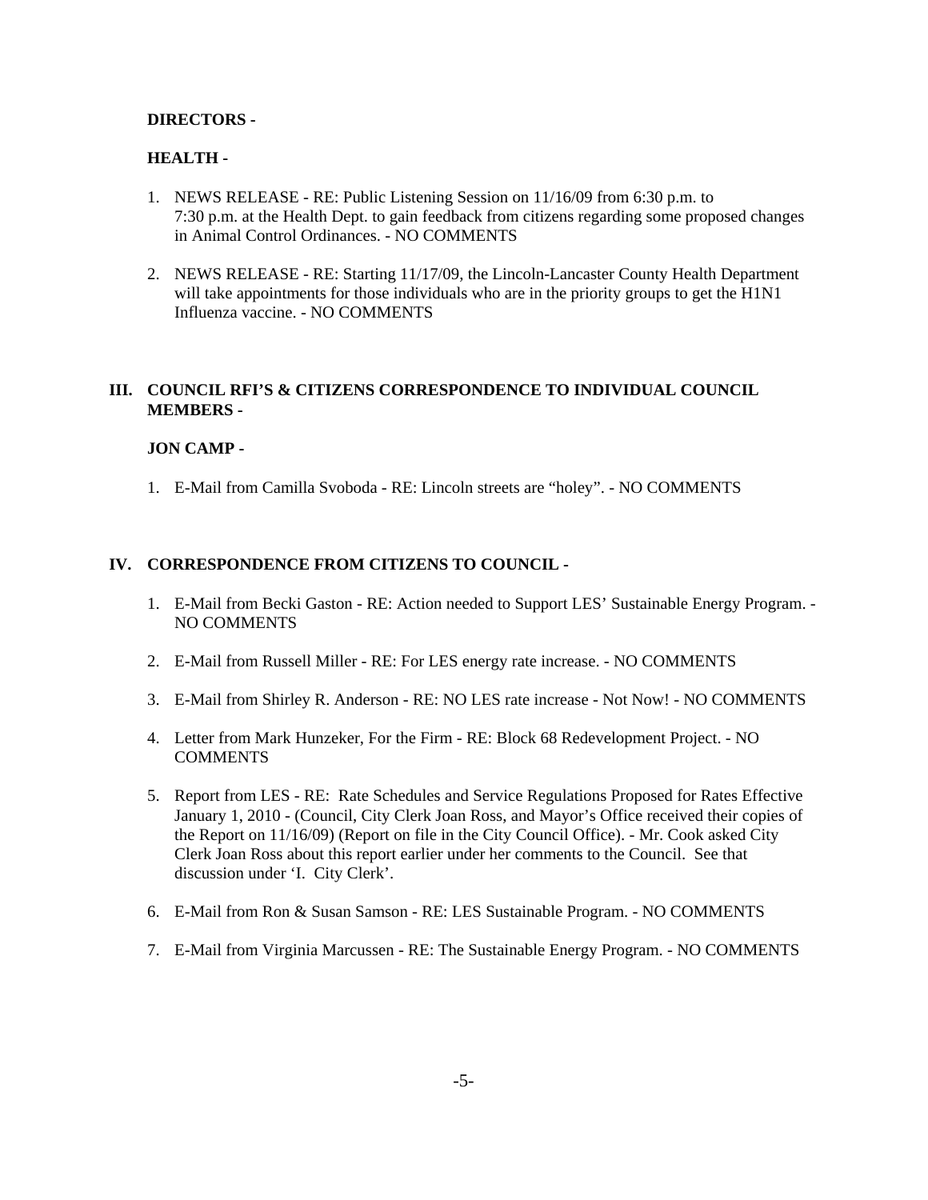**DIRECTORS -**

**HEALTH -**

1. NEWS RELEASE - RE: Public Listening Session on 11/16/09 from 6:30 p.m. to 7:30 p.m. at the Health Dept. to gain feedback from citizens regarding some proposed changes in Animal Control Ordinances. - NO COMMENTS

2. NEWS RELEASE - RE: Starting 11/17/09, the Lincoln-Lancaster County Health Department will take appointments for those individuals who are in the priority groups to get the H1N1 Influenza vaccine. - NO COMMENTS

## III. COUNCIL RFI'S & CITIZENS CORRESPONDENCE TO INDIVIDUAL COUNCIL MEMBERS -

**JON CAMP -**

1. E-Mail from Camilla Svoboda - RE: Lincoln streets are "holey". - NO COMMENTS

## IV. CORRESPONDENCE FROM CITIZENS TO COUNCIL -

1. E-Mail from Becki Gaston - RE: Action needed to Support LES' Sustainable Energy Program. - NO COMMENTS

2. E-Mail from Russell Miller - RE: For LES energy rate increase. - NO COMMENTS

3. E-Mail from Shirley R. Anderson - RE: NO LES rate increase - Not Now! - NO COMMENTS

4. Letter from Mark Hunzeker, For the Firm - RE: Block 68 Redevelopment Project. - NO COMMENTS

5. Report from LES - RE: Rate Schedules and Service Regulations Proposed for Rates Effective January 1, 2010 - (Council, City Clerk Joan Ross, and Mayor's Office received their copies of the Report on 11/16/09) (Report on file in the City Council Office). - Mr. Cook asked City Clerk Joan Ross about this report earlier under her comments to the Council. See that discussion under 'I. City Clerk'.

6. E-Mail from Ron & Susan Samson - RE: LES Sustainable Program. - NO COMMENTS

7. E-Mail from Virginia Marcussen - RE: The Sustainable Energy Program. - NO COMMENTS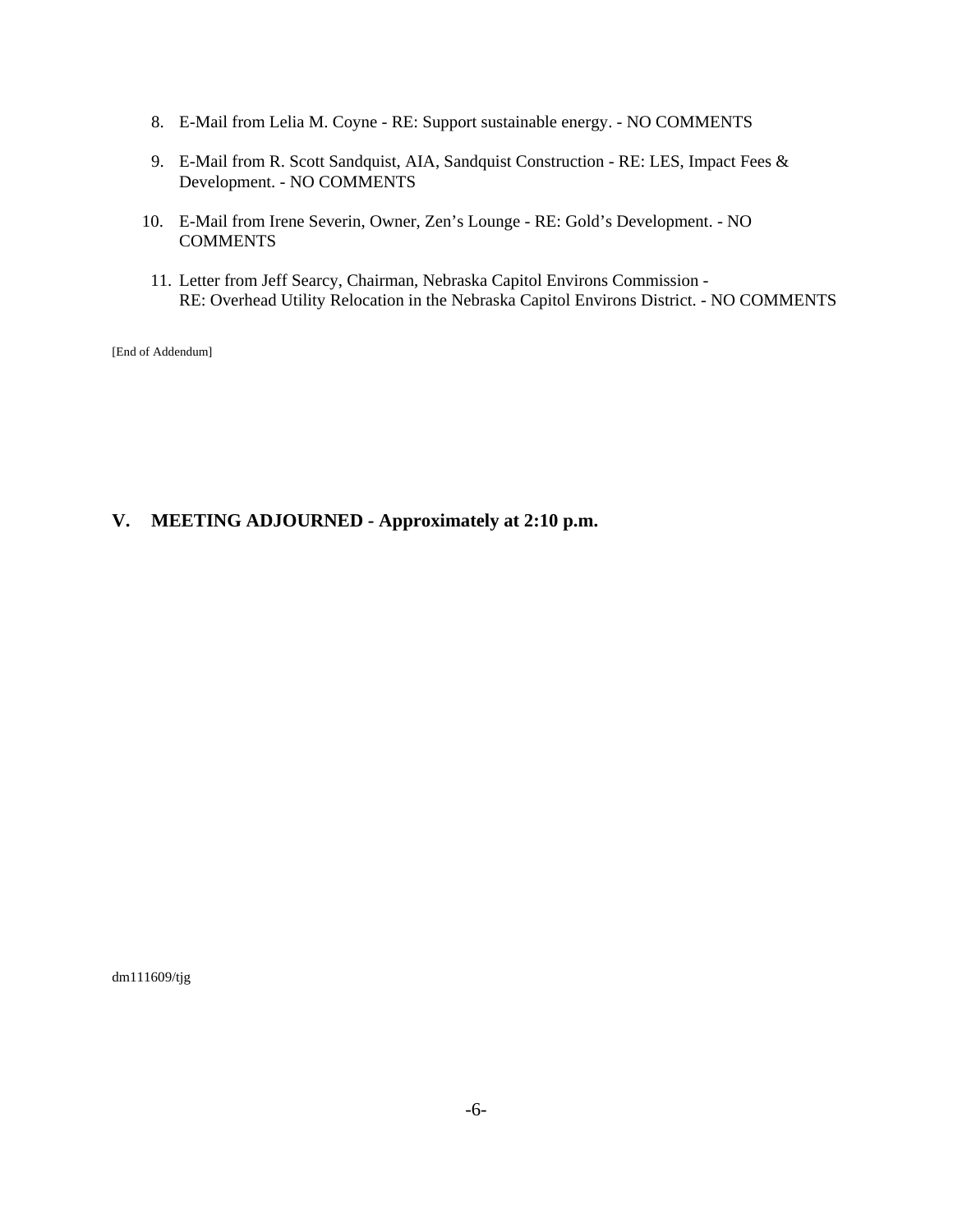8. E-Mail from Lelia M. Coyne - RE: Support sustainable energy. - NO COMMENTS

9. E-Mail from R. Scott Sandquist, AIA, Sandquist Construction - RE: LES, Impact Fees & Development. - NO COMMENTS

10. E-Mail from Irene Severin, Owner, Zen's Lounge - RE: Gold's Development. - NO COMMENTS

11. Letter from Jeff Searcy, Chairman, Nebraska Capitol Environs Commission - RE: Overhead Utility Relocation in the Nebraska Capitol Environs District. - NO COMMENTS

[End of Addendum]

## V. MEETING ADJOURNED - Approximately at 2:10 p.m.

dm111609/tjg